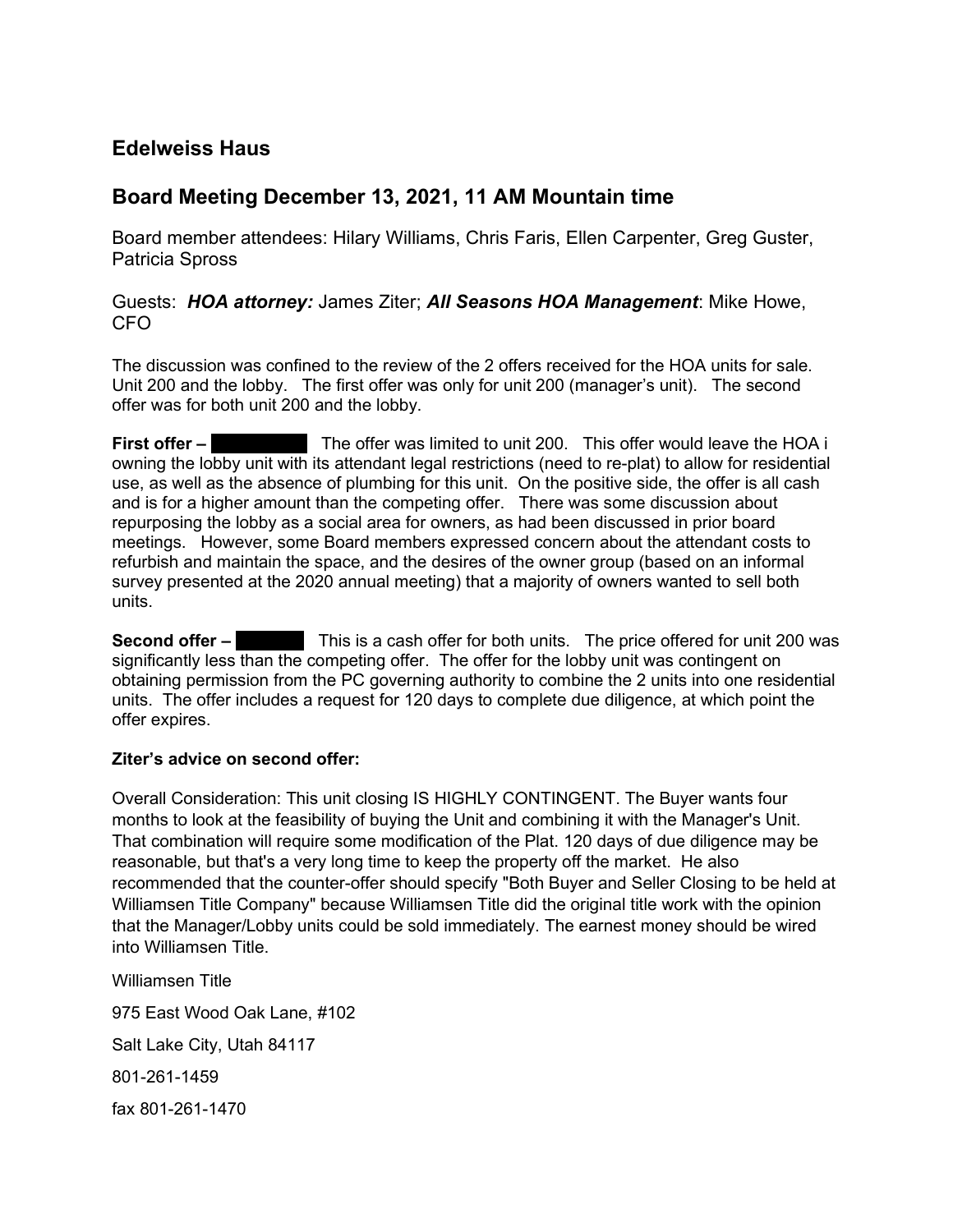## Edelweiss Haus

## Board Meeting December 13, 2021, 11 AM Mountain time

Board member attendees: Hilary Williams, Chris Faris, Ellen Carpenter, Greg Guster, Patricia Spross

Guests: ***HOA attorney:*** James Ziter; ***All Seasons HOA Management***: Mike Howe, CFO

The discussion was confined to the review of the 2 offers received for the HOA units for sale. Unit 200 and the lobby. The first offer was only for unit 200 (manager's unit). The second offer was for both unit 200 and the lobby.

**First offer –** [REDACTED] The offer was limited to unit 200. This offer would leave the HOA i owning the lobby unit with its attendant legal restrictions (need to re-plat) to allow for residential use, as well as the absence of plumbing for this unit. On the positive side, the offer is all cash and is for a higher amount than the competing offer. There was some discussion about repurposing the lobby as a social area for owners, as had been discussed in prior board meetings. However, some Board members expressed concern about the attendant costs to refurbish and maintain the space, and the desires of the owner group (based on an informal survey presented at the 2020 annual meeting) that a majority of owners wanted to sell both units.

**Second offer –** [REDACTED] This is a cash offer for both units. The price offered for unit 200 was significantly less than the competing offer. The offer for the lobby unit was contingent on obtaining permission from the PC governing authority to combine the 2 units into one residential units. The offer includes a request for 120 days to complete due diligence, at which point the offer expires.

**Ziter's advice on second offer:**

Overall Consideration: This unit closing IS HIGHLY CONTINGENT. The Buyer wants four months to look at the feasibility of buying the Unit and combining it with the Manager's Unit. That combination will require some modification of the Plat. 120 days of due diligence may be reasonable, but that's a very long time to keep the property off the market. He also recommended that the counter-offer should specify "Both Buyer and Seller Closing to be held at Williamsen Title Company" because Williamsen Title did the original title work with the opinion that the Manager/Lobby units could be sold immediately. The earnest money should be wired into Williamsen Title.

Williamsen Title

975 East Wood Oak Lane, #102

Salt Lake City, Utah 84117

801-261-1459

fax 801-261-1470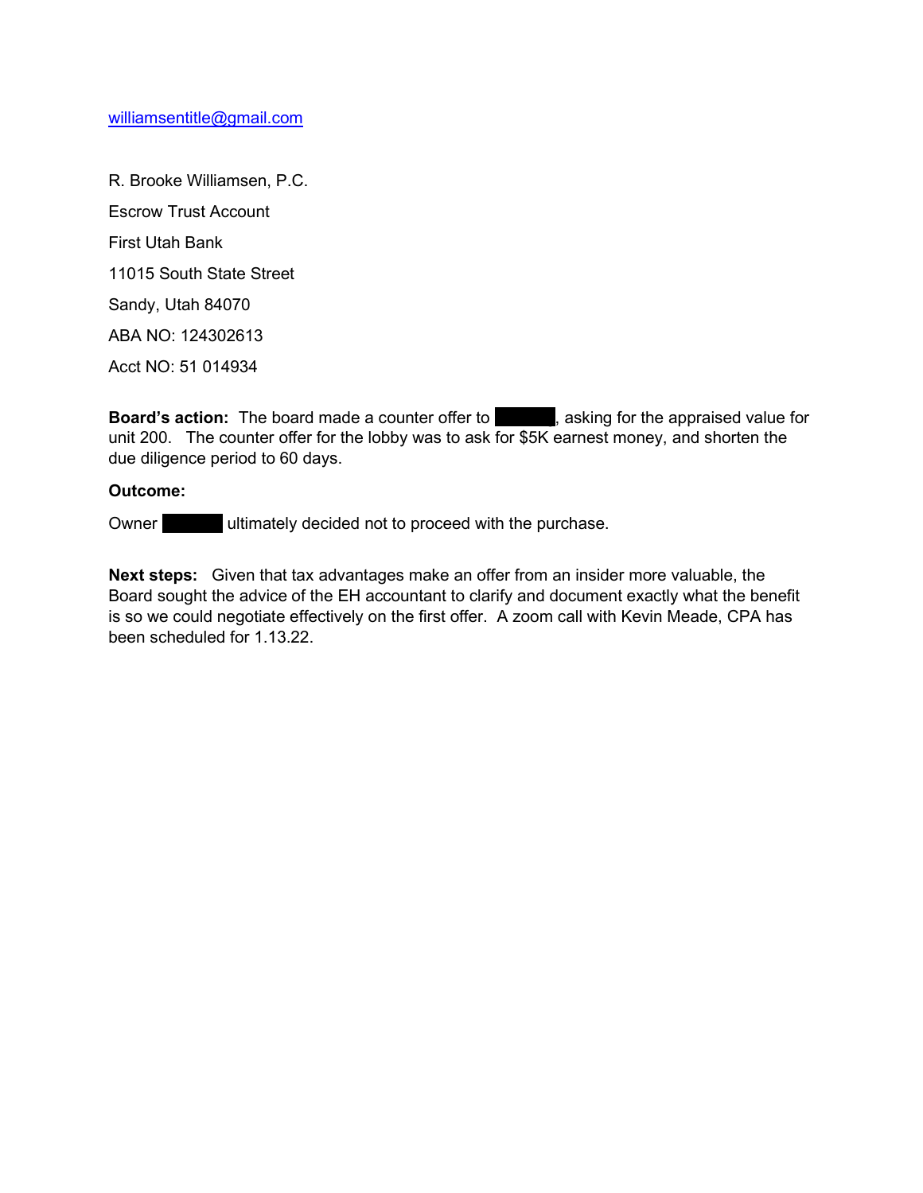williamsentitle@gmail.com

R. Brooke Williamsen, P.C.

Escrow Trust Account

First Utah Bank

11015 South State Street

Sandy, Utah 84070

ABA NO: 124302613

Acct NO: 51 014934

**Board's action:** The board made a counter offer to ██████, asking for the appraised value for unit 200. The counter offer for the lobby was to ask for $5K earnest money, and shorten the due diligence period to 60 days.

**Outcome:**

Owner ██████ ultimately decided not to proceed with the purchase.

**Next steps:** Given that tax advantages make an offer from an insider more valuable, the Board sought the advice of the EH accountant to clarify and document exactly what the benefit is so we could negotiate effectively on the first offer. A zoom call with Kevin Meade, CPA has been scheduled for 1.13.22.